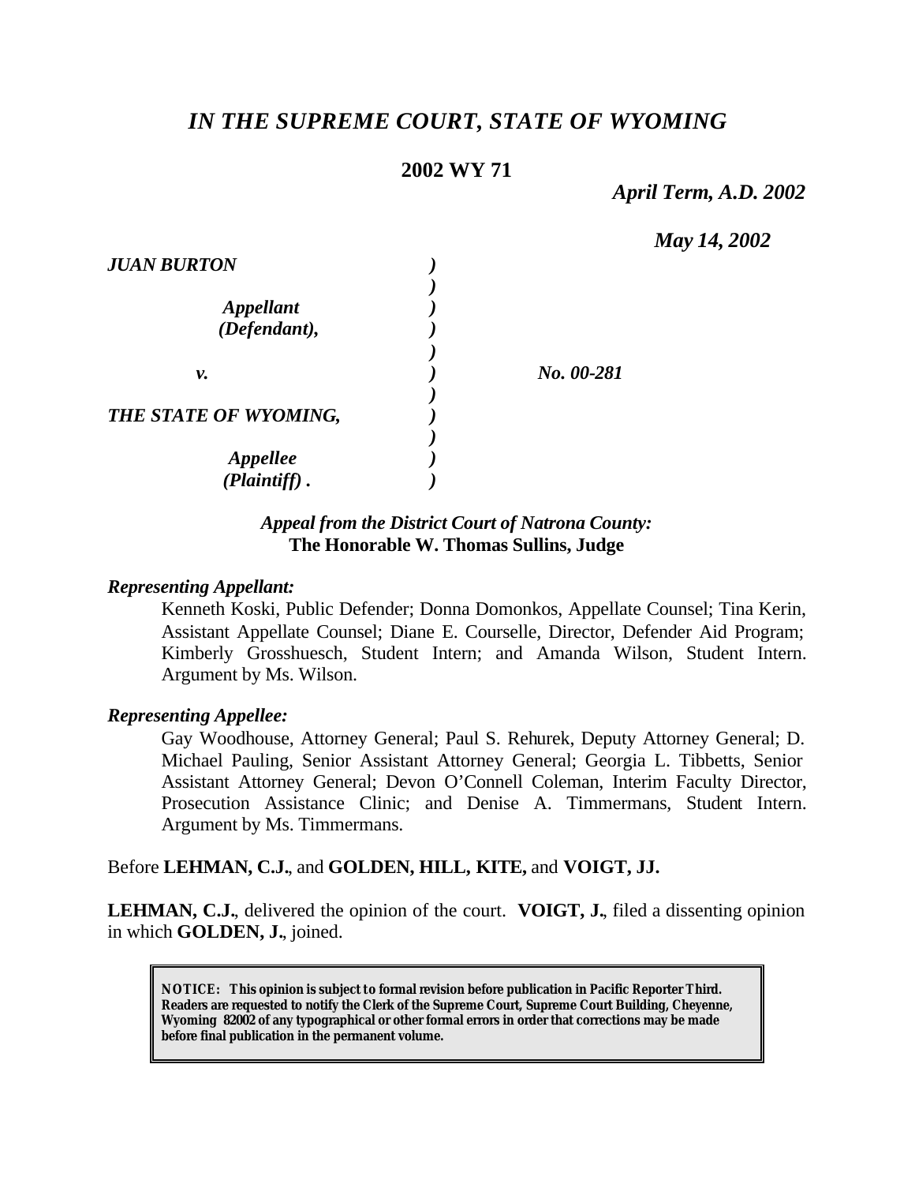# *IN THE SUPREME COURT, STATE OF WYOMING*

**2002 WY 71**

*April Term, A.D. 2002*

*May 14, 2002*

| | | |
|---|---|---|
| ***JUAN BURTON*** | ) | |
| | ) | |
| ***Appellant*** | ) | |
| ***(Defendant),*** | ) | |
| | ) | |
| ***v.*** | ) | ***No. 00-281*** |
| | ) | |
| ***THE STATE OF WYOMING,*** | ) | |
| | ) | |
| ***Appellee*** | ) | |
| ***(Plaintiff) .*** | ) | |

***Appeal from the District Court of Natrona County:***
**The Honorable W. Thomas Sullins, Judge**

***Representing Appellant:***

Kenneth Koski, Public Defender; Donna Domonkos, Appellate Counsel; Tina Kerin, Assistant Appellate Counsel; Diane E. Courselle, Director, Defender Aid Program; Kimberly Grosshuesch, Student Intern; and Amanda Wilson, Student Intern. Argument by Ms. Wilson.

***Representing Appellee:***

Gay Woodhouse, Attorney General; Paul S. Rehurek, Deputy Attorney General; D. Michael Pauling, Senior Assistant Attorney General; Georgia L. Tibbetts, Senior Assistant Attorney General; Devon O'Connell Coleman, Interim Faculty Director, Prosecution Assistance Clinic; and Denise A. Timmermans, Student Intern. Argument by Ms. Timmermans.

Before **LEHMAN, C.J.**, and **GOLDEN, HILL, KITE,** and **VOIGT, JJ.**

**LEHMAN, C.J.**, delivered the opinion of the court. **VOIGT, J.**, filed a dissenting opinion in which **GOLDEN, J.**, joined.

**NOTICE: This opinion is subject to formal revision before publication in Pacific Reporter Third. Readers are requested to notify the Clerk of the Supreme Court, Supreme Court Building, Cheyenne, Wyoming 82002 of any typographical or other formal errors in order that corrections may be made before final publication in the permanent volume.**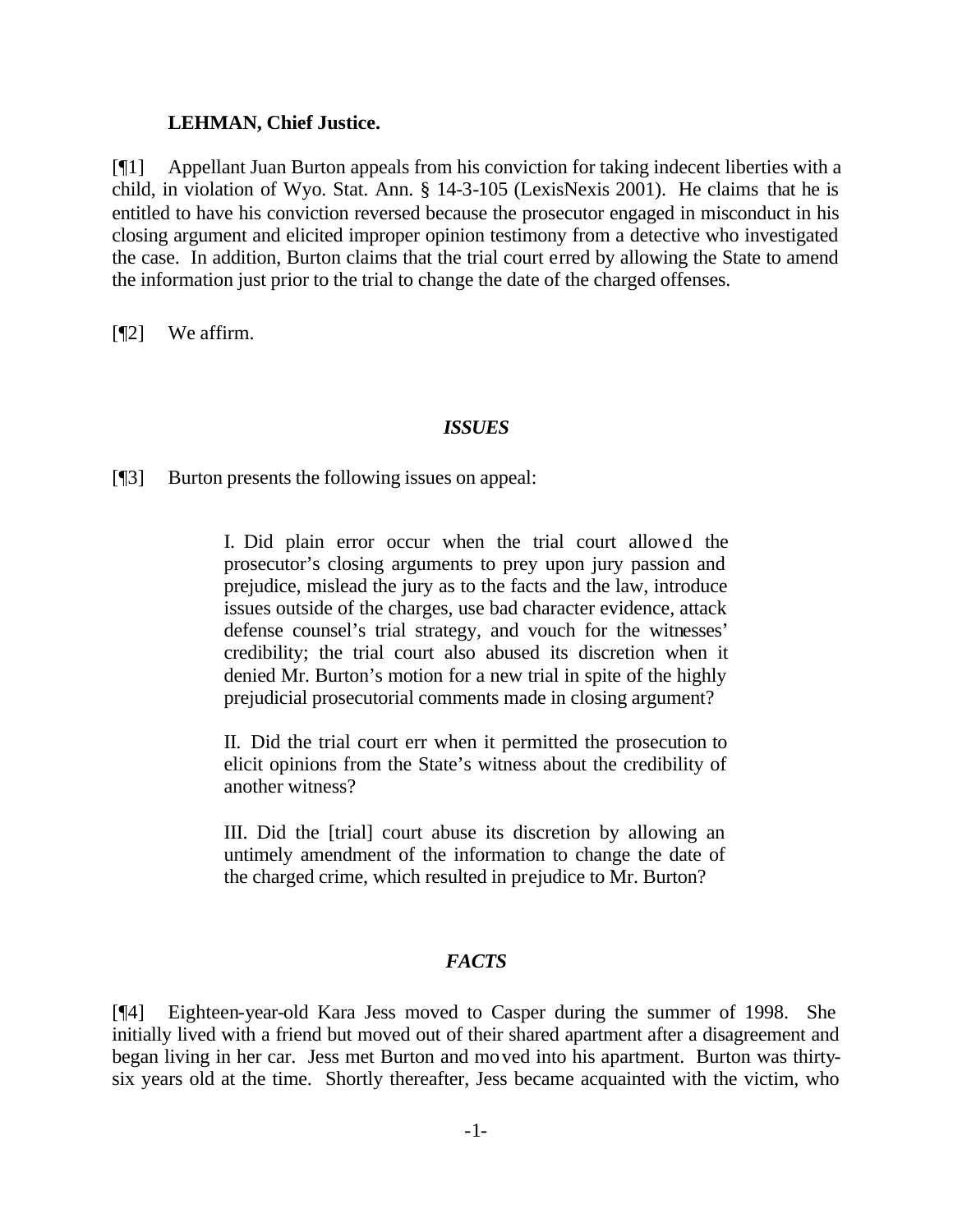**LEHMAN, Chief Justice.**

[¶1] Appellant Juan Burton appeals from his conviction for taking indecent liberties with a child, in violation of Wyo. Stat. Ann. § 14-3-105 (LexisNexis 2001). He claims that he is entitled to have his conviction reversed because the prosecutor engaged in misconduct in his closing argument and elicited improper opinion testimony from a detective who investigated the case. In addition, Burton claims that the trial court erred by allowing the State to amend the information just prior to the trial to change the date of the charged offenses.

[¶2] We affirm.

### *ISSUES*

[¶3] Burton presents the following issues on appeal:

> I. Did plain error occur when the trial court allowed the prosecutor's closing arguments to prey upon jury passion and prejudice, mislead the jury as to the facts and the law, introduce issues outside of the charges, use bad character evidence, attack defense counsel's trial strategy, and vouch for the witnesses' credibility; the trial court also abused its discretion when it denied Mr. Burton's motion for a new trial in spite of the highly prejudicial prosecutorial comments made in closing argument?
>
> II. Did the trial court err when it permitted the prosecution to elicit opinions from the State's witness about the credibility of another witness?
>
> III. Did the [trial] court abuse its discretion by allowing an untimely amendment of the information to change the date of the charged crime, which resulted in prejudice to Mr. Burton?

### *FACTS*

[¶4] Eighteen-year-old Kara Jess moved to Casper during the summer of 1998. She initially lived with a friend but moved out of their shared apartment after a disagreement and began living in her car. Jess met Burton and moved into his apartment. Burton was thirty-six years old at the time. Shortly thereafter, Jess became acquainted with the victim, who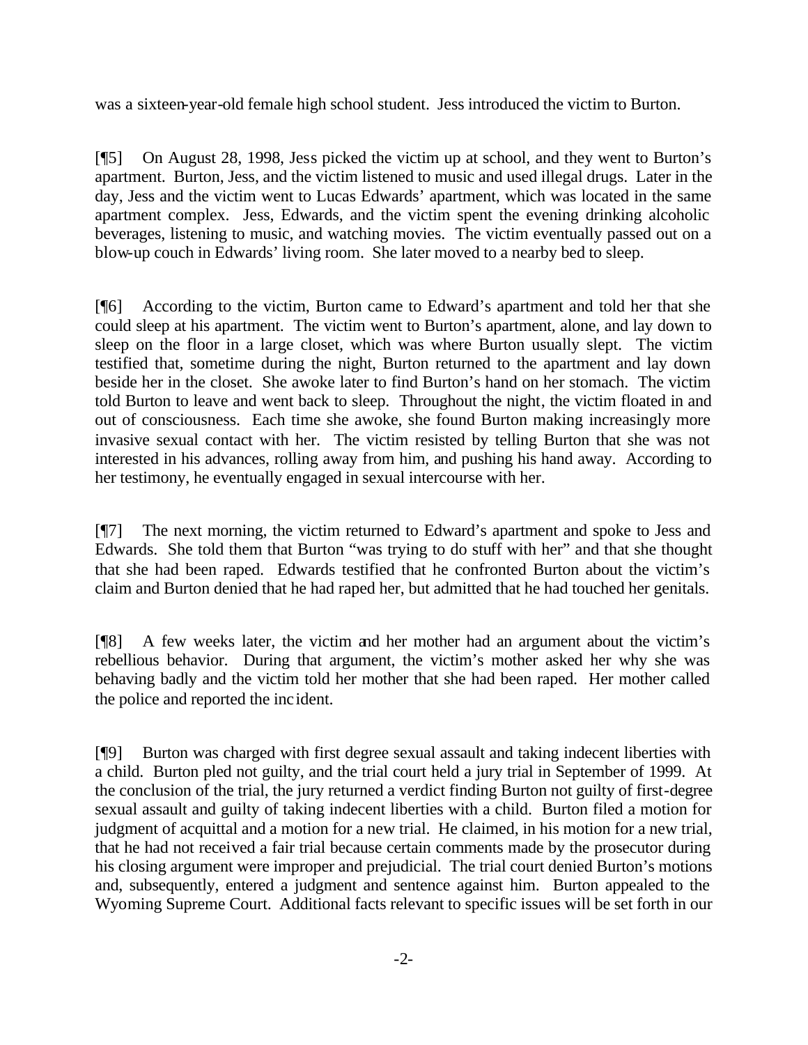was a sixteen-year-old female high school student. Jess introduced the victim to Burton.

[¶5] On August 28, 1998, Jess picked the victim up at school, and they went to Burton's apartment. Burton, Jess, and the victim listened to music and used illegal drugs. Later in the day, Jess and the victim went to Lucas Edwards' apartment, which was located in the same apartment complex. Jess, Edwards, and the victim spent the evening drinking alcoholic beverages, listening to music, and watching movies. The victim eventually passed out on a blow-up couch in Edwards' living room. She later moved to a nearby bed to sleep.

[¶6] According to the victim, Burton came to Edward's apartment and told her that she could sleep at his apartment. The victim went to Burton's apartment, alone, and lay down to sleep on the floor in a large closet, which was where Burton usually slept. The victim testified that, sometime during the night, Burton returned to the apartment and lay down beside her in the closet. She awoke later to find Burton's hand on her stomach. The victim told Burton to leave and went back to sleep. Throughout the night, the victim floated in and out of consciousness. Each time she awoke, she found Burton making increasingly more invasive sexual contact with her. The victim resisted by telling Burton that she was not interested in his advances, rolling away from him, and pushing his hand away. According to her testimony, he eventually engaged in sexual intercourse with her.

[¶7] The next morning, the victim returned to Edward's apartment and spoke to Jess and Edwards. She told them that Burton "was trying to do stuff with her" and that she thought that she had been raped. Edwards testified that he confronted Burton about the victim's claim and Burton denied that he had raped her, but admitted that he had touched her genitals.

[¶8] A few weeks later, the victim and her mother had an argument about the victim's rebellious behavior. During that argument, the victim's mother asked her why she was behaving badly and the victim told her mother that she had been raped. Her mother called the police and reported the incident.

[¶9] Burton was charged with first degree sexual assault and taking indecent liberties with a child. Burton pled not guilty, and the trial court held a jury trial in September of 1999. At the conclusion of the trial, the jury returned a verdict finding Burton not guilty of first-degree sexual assault and guilty of taking indecent liberties with a child. Burton filed a motion for judgment of acquittal and a motion for a new trial. He claimed, in his motion for a new trial, that he had not received a fair trial because certain comments made by the prosecutor during his closing argument were improper and prejudicial. The trial court denied Burton's motions and, subsequently, entered a judgment and sentence against him. Burton appealed to the Wyoming Supreme Court. Additional facts relevant to specific issues will be set forth in our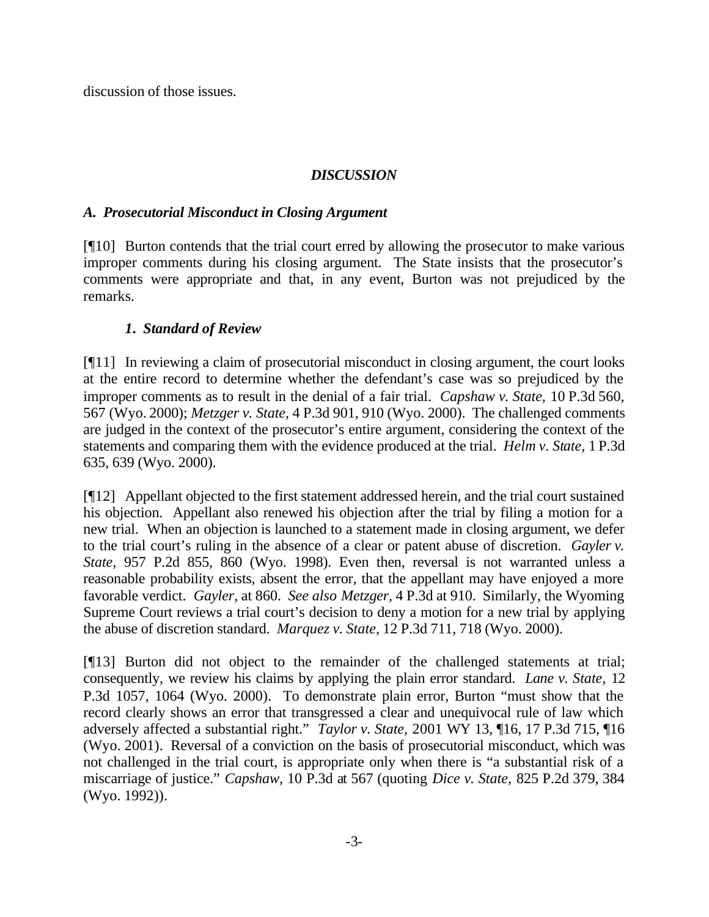discussion of those issues.

## *DISCUSSION*

### *A. Prosecutorial Misconduct in Closing Argument*

[¶10] Burton contends that the trial court erred by allowing the prosecutor to make various improper comments during his closing argument. The State insists that the prosecutor's comments were appropriate and that, in any event, Burton was not prejudiced by the remarks.

#### *1. Standard of Review*

[¶11] In reviewing a claim of prosecutorial misconduct in closing argument, the court looks at the entire record to determine whether the defendant's case was so prejudiced by the improper comments as to result in the denial of a fair trial. *Capshaw v. State,* 10 P.3d 560, 567 (Wyo. 2000); *Metzger v. State,* 4 P.3d 901, 910 (Wyo. 2000). The challenged comments are judged in the context of the prosecutor's entire argument, considering the context of the statements and comparing them with the evidence produced at the trial. *Helm v. State,* 1 P.3d 635, 639 (Wyo. 2000).

[¶12] Appellant objected to the first statement addressed herein, and the trial court sustained his objection. Appellant also renewed his objection after the trial by filing a motion for a new trial. When an objection is launched to a statement made in closing argument, we defer to the trial court's ruling in the absence of a clear or patent abuse of discretion. *Gayler v. State,* 957 P.2d 855, 860 (Wyo. 1998). Even then, reversal is not warranted unless a reasonable probability exists, absent the error, that the appellant may have enjoyed a more favorable verdict. *Gayler,* at 860. *See also Metzger,* 4 P.3d at 910. Similarly, the Wyoming Supreme Court reviews a trial court's decision to deny a motion for a new trial by applying the abuse of discretion standard. *Marquez v. State,* 12 P.3d 711, 718 (Wyo. 2000).

[¶13] Burton did not object to the remainder of the challenged statements at trial; consequently, we review his claims by applying the plain error standard. *Lane v. State,* 12 P.3d 1057, 1064 (Wyo. 2000). To demonstrate plain error, Burton "must show that the record clearly shows an error that transgressed a clear and unequivocal rule of law which adversely affected a substantial right." *Taylor v. State,* 2001 WY 13, ¶16, 17 P.3d 715, ¶16 (Wyo. 2001). Reversal of a conviction on the basis of prosecutorial misconduct, which was not challenged in the trial court, is appropriate only when there is "a substantial risk of a miscarriage of justice." *Capshaw,* 10 P.3d at 567 (quoting *Dice v. State,* 825 P.2d 379, 384 (Wyo. 1992)).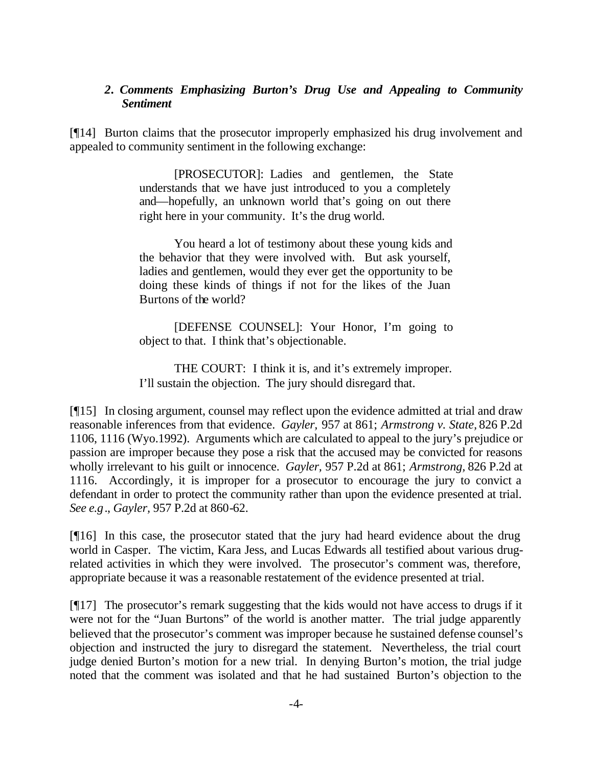### *2. Comments Emphasizing Burton's Drug Use and Appealing to Community Sentiment*

[¶14] Burton claims that the prosecutor improperly emphasized his drug involvement and appealed to community sentiment in the following exchange:

> [PROSECUTOR]: Ladies and gentlemen, the State understands that we have just introduced to you a completely and—hopefully, an unknown world that's going on out there right here in your community. It's the drug world.
>
> You heard a lot of testimony about these young kids and the behavior that they were involved with. But ask yourself, ladies and gentlemen, would they ever get the opportunity to be doing these kinds of things if not for the likes of the Juan Burtons of the world?
>
> [DEFENSE COUNSEL]: Your Honor, I'm going to object to that. I think that's objectionable.
>
> THE COURT: I think it is, and it's extremely improper. I'll sustain the objection. The jury should disregard that.

[¶15] In closing argument, counsel may reflect upon the evidence admitted at trial and draw reasonable inferences from that evidence. *Gayler*, 957 at 861; *Armstrong v. State*, 826 P.2d 1106, 1116 (Wyo.1992). Arguments which are calculated to appeal to the jury's prejudice or passion are improper because they pose a risk that the accused may be convicted for reasons wholly irrelevant to his guilt or innocence. *Gayler*, 957 P.2d at 861; *Armstrong*, 826 P.2d at 1116. Accordingly, it is improper for a prosecutor to encourage the jury to convict a defendant in order to protect the community rather than upon the evidence presented at trial. *See e.g*., *Gayler*, 957 P.2d at 860-62.

[¶16] In this case, the prosecutor stated that the jury had heard evidence about the drug world in Casper. The victim, Kara Jess, and Lucas Edwards all testified about various drug-related activities in which they were involved. The prosecutor's comment was, therefore, appropriate because it was a reasonable restatement of the evidence presented at trial.

[¶17] The prosecutor's remark suggesting that the kids would not have access to drugs if it were not for the "Juan Burtons" of the world is another matter. The trial judge apparently believed that the prosecutor's comment was improper because he sustained defense counsel's objection and instructed the jury to disregard the statement. Nevertheless, the trial court judge denied Burton's motion for a new trial. In denying Burton's motion, the trial judge noted that the comment was isolated and that he had sustained Burton's objection to the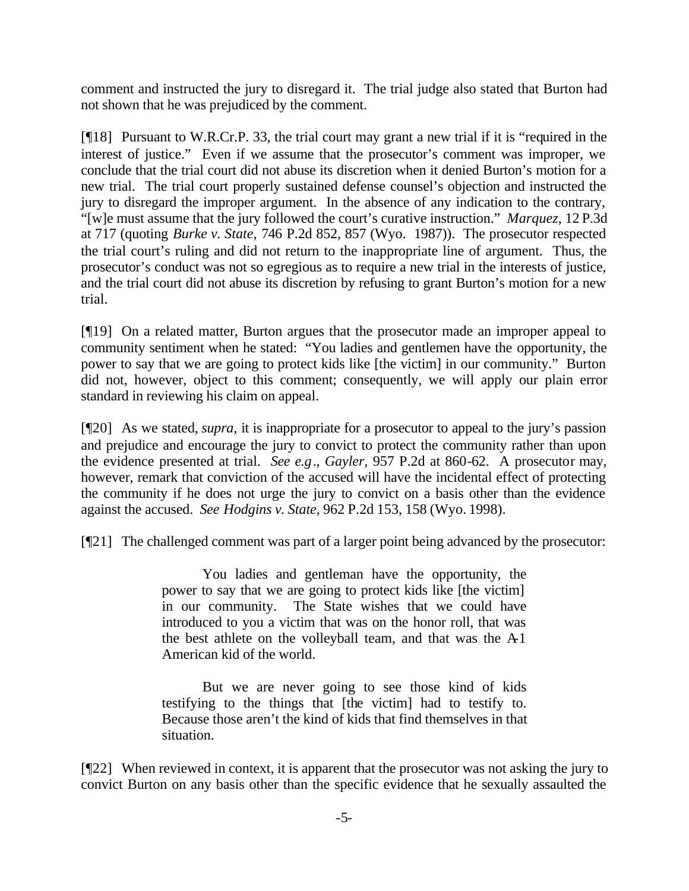comment and instructed the jury to disregard it. The trial judge also stated that Burton had not shown that he was prejudiced by the comment.

[¶18] Pursuant to W.R.Cr.P. 33, the trial court may grant a new trial if it is "required in the interest of justice." Even if we assume that the prosecutor's comment was improper, we conclude that the trial court did not abuse its discretion when it denied Burton's motion for a new trial. The trial court properly sustained defense counsel's objection and instructed the jury to disregard the improper argument. In the absence of any indication to the contrary, "[w]e must assume that the jury followed the court's curative instruction." *Marquez,* 12 P.3d at 717 (quoting *Burke v. State*, 746 P.2d 852, 857 (Wyo. 1987)). The prosecutor respected the trial court's ruling and did not return to the inappropriate line of argument. Thus, the prosecutor's conduct was not so egregious as to require a new trial in the interests of justice, and the trial court did not abuse its discretion by refusing to grant Burton's motion for a new trial.

[¶19] On a related matter, Burton argues that the prosecutor made an improper appeal to community sentiment when he stated: "You ladies and gentlemen have the opportunity, the power to say that we are going to protect kids like [the victim] in our community." Burton did not, however, object to this comment; consequently, we will apply our plain error standard in reviewing his claim on appeal.

[¶20] As we stated, *supra,* it is inappropriate for a prosecutor to appeal to the jury's passion and prejudice and encourage the jury to convict to protect the community rather than upon the evidence presented at trial. *See e.g*., *Gayler,* 957 P.2d at 860-62. A prosecutor may, however, remark that conviction of the accused will have the incidental effect of protecting the community if he does not urge the jury to convict on a basis other than the evidence against the accused. *See Hodgins v. State*, 962 P.2d 153, 158 (Wyo. 1998).

[¶21] The challenged comment was part of a larger point being advanced by the prosecutor:

> You ladies and gentleman have the opportunity, the power to say that we are going to protect kids like [the victim] in our community. The State wishes that we could have introduced to you a victim that was on the honor roll, that was the best athlete on the volleyball team, and that was the A-1 American kid of the world.
>
> But we are never going to see those kind of kids testifying to the things that [the victim] had to testify to. Because those aren't the kind of kids that find themselves in that situation.

[¶22] When reviewed in context, it is apparent that the prosecutor was not asking the jury to convict Burton on any basis other than the specific evidence that he sexually assaulted the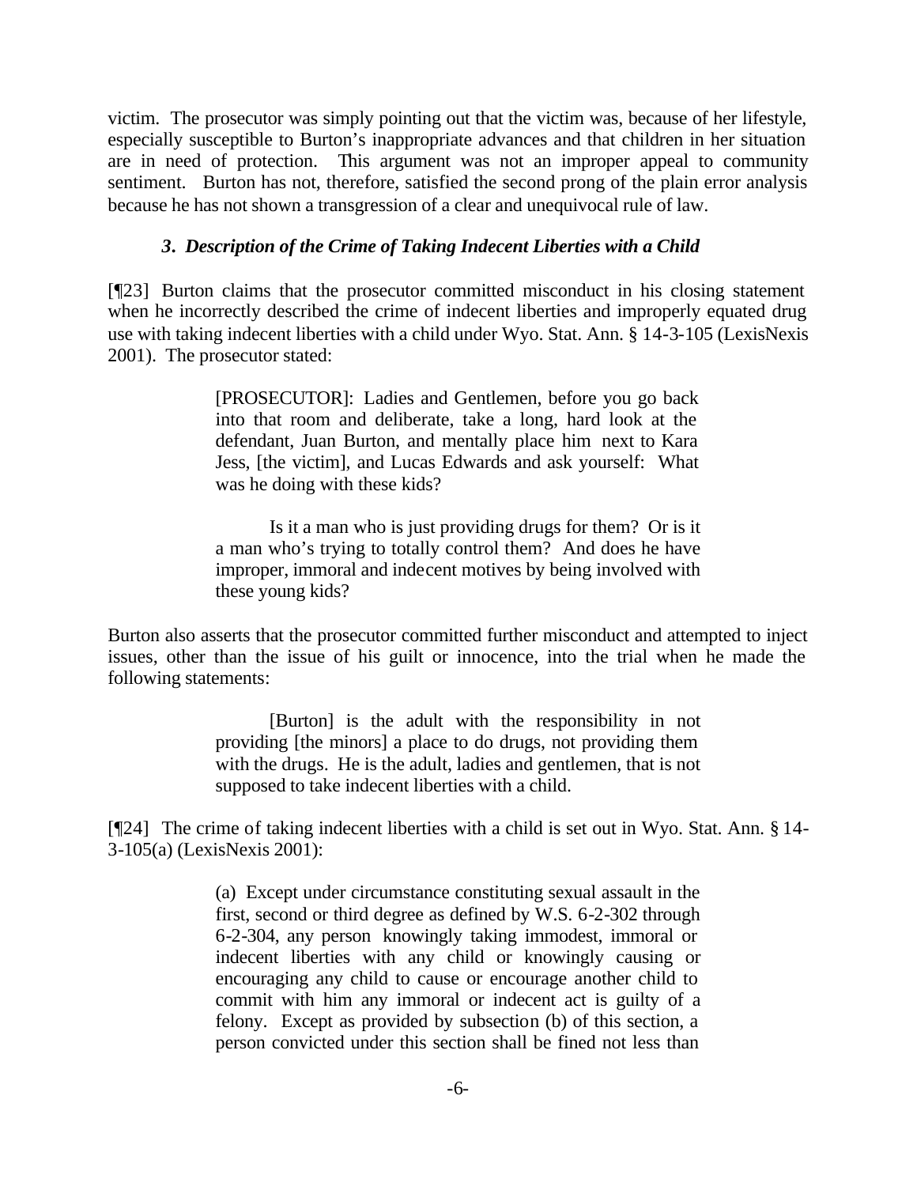victim. The prosecutor was simply pointing out that the victim was, because of her lifestyle, especially susceptible to Burton's inappropriate advances and that children in her situation are in need of protection. This argument was not an improper appeal to community sentiment. Burton has not, therefore, satisfied the second prong of the plain error analysis because he has not shown a transgression of a clear and unequivocal rule of law.

### *3. Description of the Crime of Taking Indecent Liberties with a Child*

[¶23] Burton claims that the prosecutor committed misconduct in his closing statement when he incorrectly described the crime of indecent liberties and improperly equated drug use with taking indecent liberties with a child under Wyo. Stat. Ann. § 14-3-105 (LexisNexis 2001). The prosecutor stated:

> [PROSECUTOR]: Ladies and Gentlemen, before you go back into that room and deliberate, take a long, hard look at the defendant, Juan Burton, and mentally place him next to Kara Jess, [the victim], and Lucas Edwards and ask yourself: What was he doing with these kids?
>
> Is it a man who is just providing drugs for them? Or is it a man who's trying to totally control them? And does he have improper, immoral and indecent motives by being involved with these young kids?

Burton also asserts that the prosecutor committed further misconduct and attempted to inject issues, other than the issue of his guilt or innocence, into the trial when he made the following statements:

> [Burton] is the adult with the responsibility in not providing [the minors] a place to do drugs, not providing them with the drugs. He is the adult, ladies and gentlemen, that is not supposed to take indecent liberties with a child.

[¶24] The crime of taking indecent liberties with a child is set out in Wyo. Stat. Ann. § 14-3-105(a) (LexisNexis 2001):

> (a) Except under circumstance constituting sexual assault in the first, second or third degree as defined by W.S. 6-2-302 through 6-2-304, any person knowingly taking immodest, immoral or indecent liberties with any child or knowingly causing or encouraging any child to cause or encourage another child to commit with him any immoral or indecent act is guilty of a felony. Except as provided by subsection (b) of this section, a person convicted under this section shall be fined not less than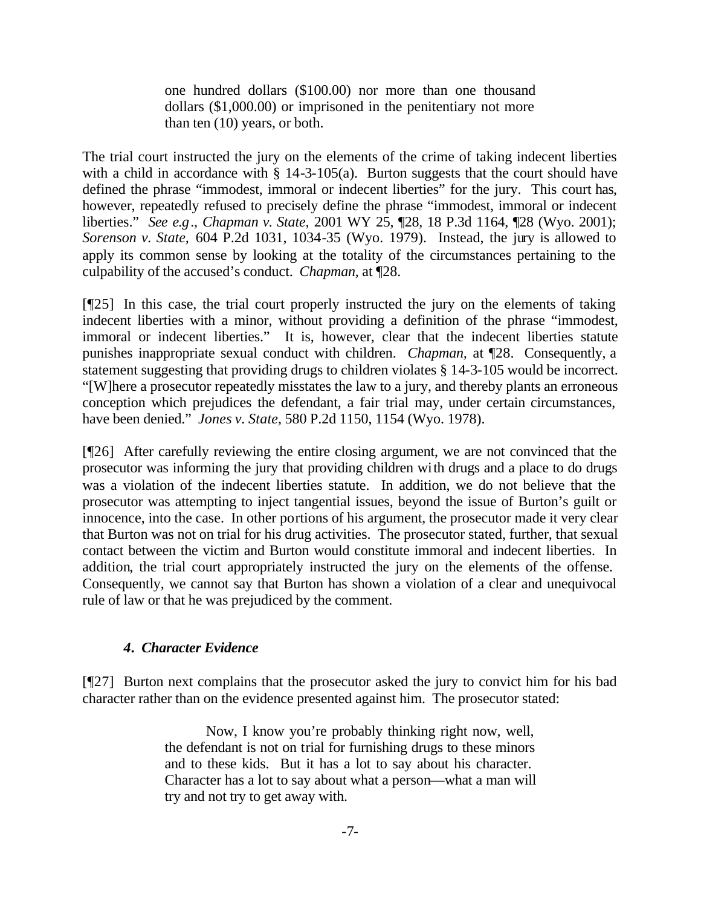> one hundred dollars ($100.00) nor more than one thousand dollars ($1,000.00) or imprisoned in the penitentiary not more than ten (10) years, or both.

The trial court instructed the jury on the elements of the crime of taking indecent liberties with a child in accordance with § 14-3-105(a). Burton suggests that the court should have defined the phrase "immodest, immoral or indecent liberties" for the jury. This court has, however, repeatedly refused to precisely define the phrase "immodest, immoral or indecent liberties." *See e.g*., *Chapman v. State*, 2001 WY 25, ¶28, 18 P.3d 1164, ¶28 (Wyo. 2001); *Sorenson v. State*, 604 P.2d 1031, 1034-35 (Wyo. 1979). Instead, the jury is allowed to apply its common sense by looking at the totality of the circumstances pertaining to the culpability of the accused's conduct. *Chapman,* at ¶28.

[¶25] In this case, the trial court properly instructed the jury on the elements of taking indecent liberties with a minor, without providing a definition of the phrase "immodest, immoral or indecent liberties." It is, however, clear that the indecent liberties statute punishes inappropriate sexual conduct with children. *Chapman,* at ¶28. Consequently, a statement suggesting that providing drugs to children violates § 14-3-105 would be incorrect. "[W]here a prosecutor repeatedly misstates the law to a jury, and thereby plants an erroneous conception which prejudices the defendant, a fair trial may, under certain circumstances, have been denied." *Jones v. State*, 580 P.2d 1150, 1154 (Wyo. 1978).

[¶26] After carefully reviewing the entire closing argument, we are not convinced that the prosecutor was informing the jury that providing children with drugs and a place to do drugs was a violation of the indecent liberties statute. In addition, we do not believe that the prosecutor was attempting to inject tangential issues, beyond the issue of Burton's guilt or innocence, into the case. In other portions of his argument, the prosecutor made it very clear that Burton was not on trial for his drug activities. The prosecutor stated, further, that sexual contact between the victim and Burton would constitute immoral and indecent liberties. In addition, the trial court appropriately instructed the jury on the elements of the offense. Consequently, we cannot say that Burton has shown a violation of a clear and unequivocal rule of law or that he was prejudiced by the comment.

#### *4. Character Evidence*

[¶27] Burton next complains that the prosecutor asked the jury to convict him for his bad character rather than on the evidence presented against him. The prosecutor stated:

> Now, I know you're probably thinking right now, well, the defendant is not on trial for furnishing drugs to these minors and to these kids. But it has a lot to say about his character. Character has a lot to say about what a person—what a man will try and not try to get away with.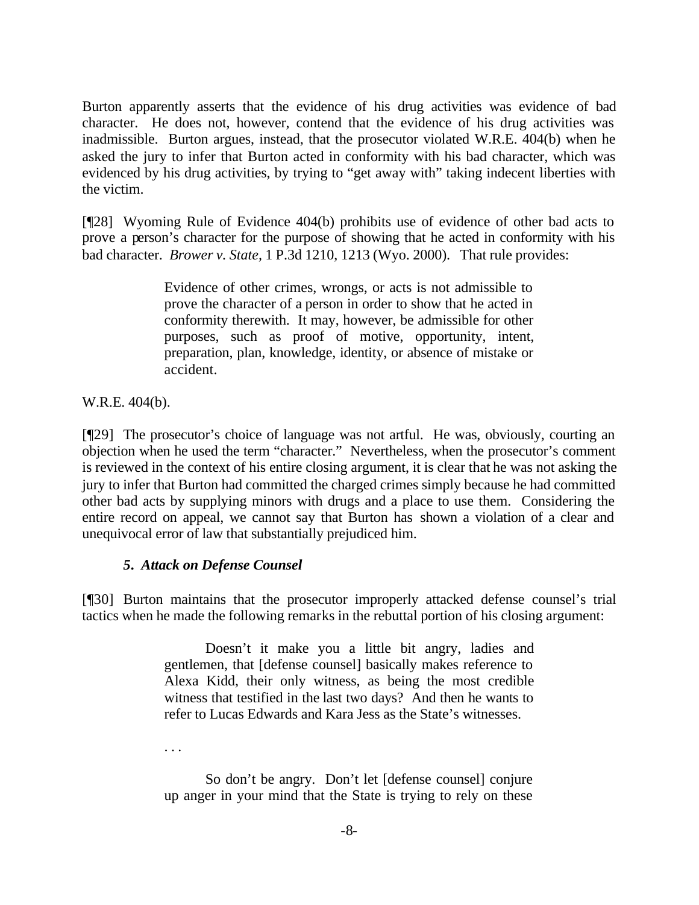Burton apparently asserts that the evidence of his drug activities was evidence of bad character. He does not, however, contend that the evidence of his drug activities was inadmissible. Burton argues, instead, that the prosecutor violated W.R.E. 404(b) when he asked the jury to infer that Burton acted in conformity with his bad character, which was evidenced by his drug activities, by trying to "get away with" taking indecent liberties with the victim.

[¶28] Wyoming Rule of Evidence 404(b) prohibits use of evidence of other bad acts to prove a person's character for the purpose of showing that he acted in conformity with his bad character. *Brower v. State,* 1 P.3d 1210, 1213 (Wyo. 2000). That rule provides:

> Evidence of other crimes, wrongs, or acts is not admissible to prove the character of a person in order to show that he acted in conformity therewith. It may, however, be admissible for other purposes, such as proof of motive, opportunity, intent, preparation, plan, knowledge, identity, or absence of mistake or accident.

W.R.E. 404(b).

[¶29] The prosecutor's choice of language was not artful. He was, obviously, courting an objection when he used the term "character." Nevertheless, when the prosecutor's comment is reviewed in the context of his entire closing argument, it is clear that he was not asking the jury to infer that Burton had committed the charged crimes simply because he had committed other bad acts by supplying minors with drugs and a place to use them. Considering the entire record on appeal, we cannot say that Burton has shown a violation of a clear and unequivocal error of law that substantially prejudiced him.

### *5. Attack on Defense Counsel*

[¶30] Burton maintains that the prosecutor improperly attacked defense counsel's trial tactics when he made the following remarks in the rebuttal portion of his closing argument:

> Doesn't it make you a little bit angry, ladies and gentlemen, that [defense counsel] basically makes reference to Alexa Kidd, their only witness, as being the most credible witness that testified in the last two days? And then he wants to refer to Lucas Edwards and Kara Jess as the State's witnesses.
>
> . . .
>
> So don't be angry. Don't let [defense counsel] conjure up anger in your mind that the State is trying to rely on these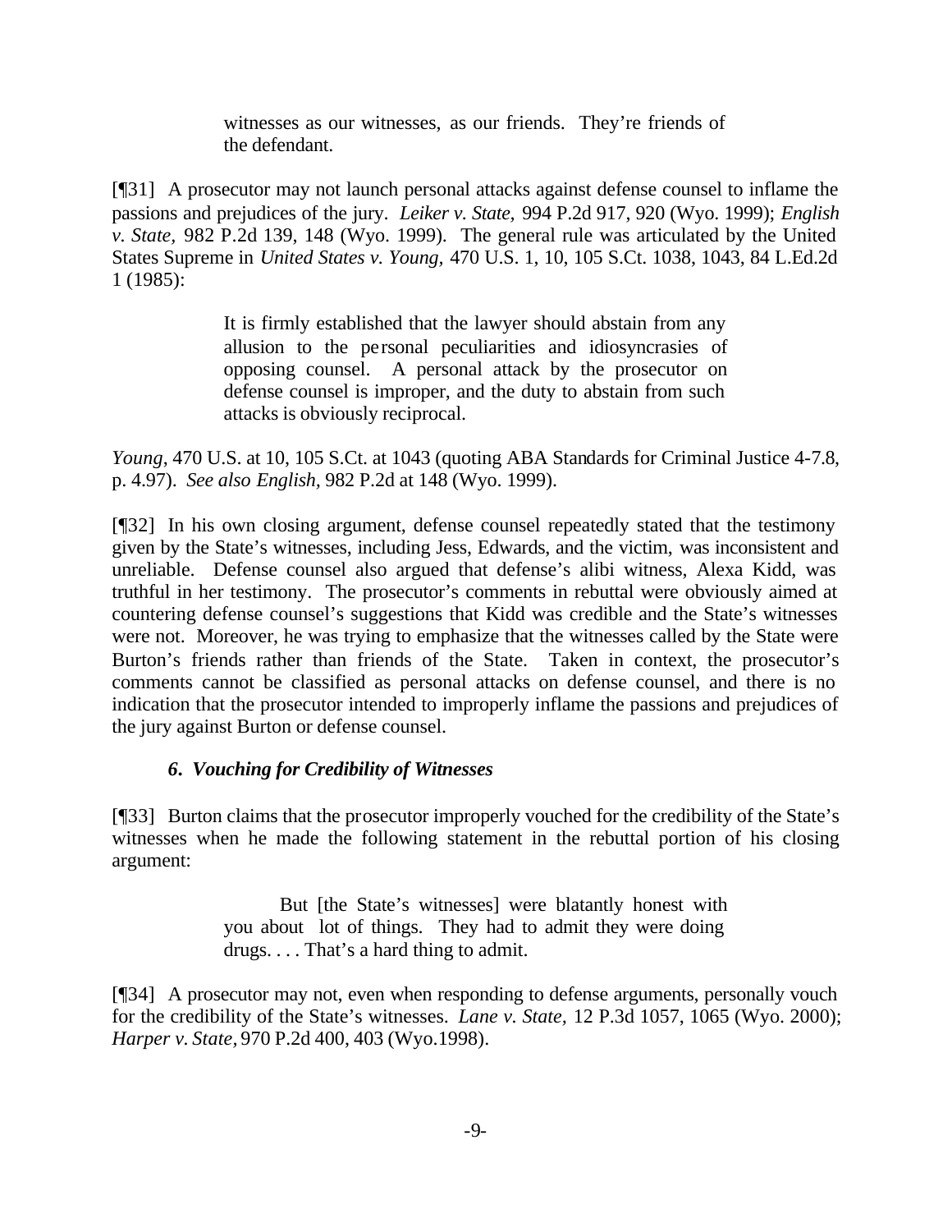> witnesses as our witnesses, as our friends. They're friends of the defendant.

[¶31] A prosecutor may not launch personal attacks against defense counsel to inflame the passions and prejudices of the jury. *Leiker v. State,* 994 P.2d 917, 920 (Wyo. 1999); *English v. State*, 982 P.2d 139, 148 (Wyo. 1999). The general rule was articulated by the United States Supreme in *United States v. Young,* 470 U.S. 1, 10, 105 S.Ct. 1038, 1043, 84 L.Ed.2d 1 (1985):

> It is firmly established that the lawyer should abstain from any allusion to the personal peculiarities and idiosyncrasies of opposing counsel. A personal attack by the prosecutor on defense counsel is improper, and the duty to abstain from such attacks is obviously reciprocal.

*Young*, 470 U.S. at 10, 105 S.Ct. at 1043 (quoting ABA Standards for Criminal Justice 4-7.8, p. 4.97). *See also English,* 982 P.2d at 148 (Wyo. 1999).

[¶32] In his own closing argument, defense counsel repeatedly stated that the testimony given by the State's witnesses, including Jess, Edwards, and the victim, was inconsistent and unreliable. Defense counsel also argued that defense's alibi witness, Alexa Kidd, was truthful in her testimony. The prosecutor's comments in rebuttal were obviously aimed at countering defense counsel's suggestions that Kidd was credible and the State's witnesses were not. Moreover, he was trying to emphasize that the witnesses called by the State were Burton's friends rather than friends of the State. Taken in context, the prosecutor's comments cannot be classified as personal attacks on defense counsel, and there is no indication that the prosecutor intended to improperly inflame the passions and prejudices of the jury against Burton or defense counsel.

### *6. Vouching for Credibility of Witnesses*

[¶33] Burton claims that the prosecutor improperly vouched for the credibility of the State's witnesses when he made the following statement in the rebuttal portion of his closing argument:

> But [the State's witnesses] were blatantly honest with you about lot of things. They had to admit they were doing drugs. . . . That's a hard thing to admit.

[¶34] A prosecutor may not, even when responding to defense arguments, personally vouch for the credibility of the State's witnesses. *Lane v. State,* 12 P.3d 1057, 1065 (Wyo. 2000); *Harper v. State*, 970 P.2d 400, 403 (Wyo.1998).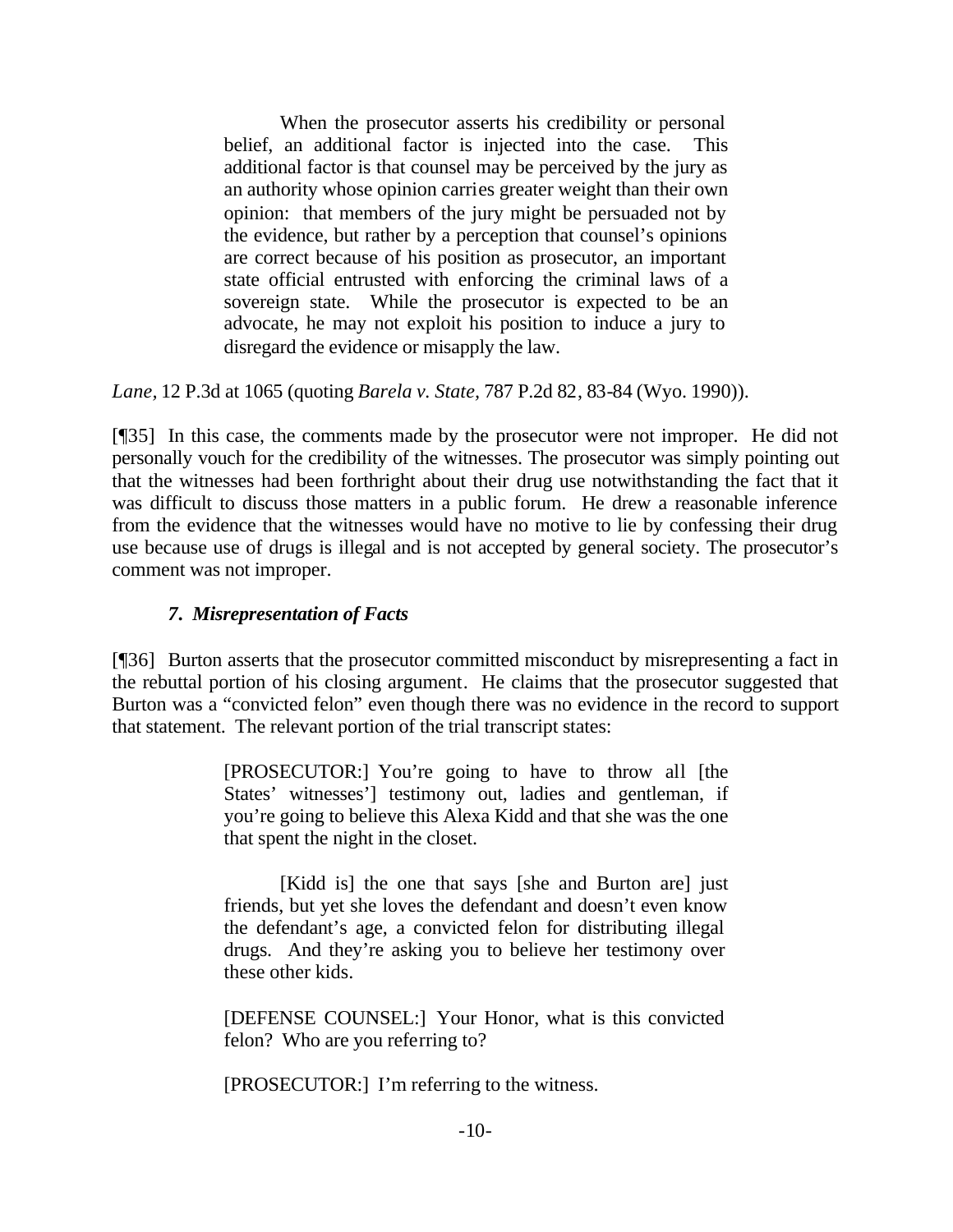> When the prosecutor asserts his credibility or personal belief, an additional factor is injected into the case. This additional factor is that counsel may be perceived by the jury as an authority whose opinion carries greater weight than their own opinion: that members of the jury might be persuaded not by the evidence, but rather by a perception that counsel's opinions are correct because of his position as prosecutor, an important state official entrusted with enforcing the criminal laws of a sovereign state. While the prosecutor is expected to be an advocate, he may not exploit his position to induce a jury to disregard the evidence or misapply the law.

*Lane,* 12 P.3d at 1065 (quoting *Barela v. State,* 787 P.2d 82, 83-84 (Wyo. 1990)).

[¶35] In this case, the comments made by the prosecutor were not improper. He did not personally vouch for the credibility of the witnesses. The prosecutor was simply pointing out that the witnesses had been forthright about their drug use notwithstanding the fact that it was difficult to discuss those matters in a public forum. He drew a reasonable inference from the evidence that the witnesses would have no motive to lie by confessing their drug use because use of drugs is illegal and is not accepted by general society. The prosecutor's comment was not improper.

### *7. Misrepresentation of Facts*

[¶36] Burton asserts that the prosecutor committed misconduct by misrepresenting a fact in the rebuttal portion of his closing argument. He claims that the prosecutor suggested that Burton was a "convicted felon" even though there was no evidence in the record to support that statement. The relevant portion of the trial transcript states:

> [PROSECUTOR:] You're going to have to throw all [the States' witnesses'] testimony out, ladies and gentleman, if you're going to believe this Alexa Kidd and that she was the one that spent the night in the closet.
>
> [Kidd is] the one that says [she and Burton are] just friends, but yet she loves the defendant and doesn't even know the defendant's age, a convicted felon for distributing illegal drugs. And they're asking you to believe her testimony over these other kids.
>
> [DEFENSE COUNSEL:] Your Honor, what is this convicted felon? Who are you referring to?
>
> [PROSECUTOR:] I'm referring to the witness.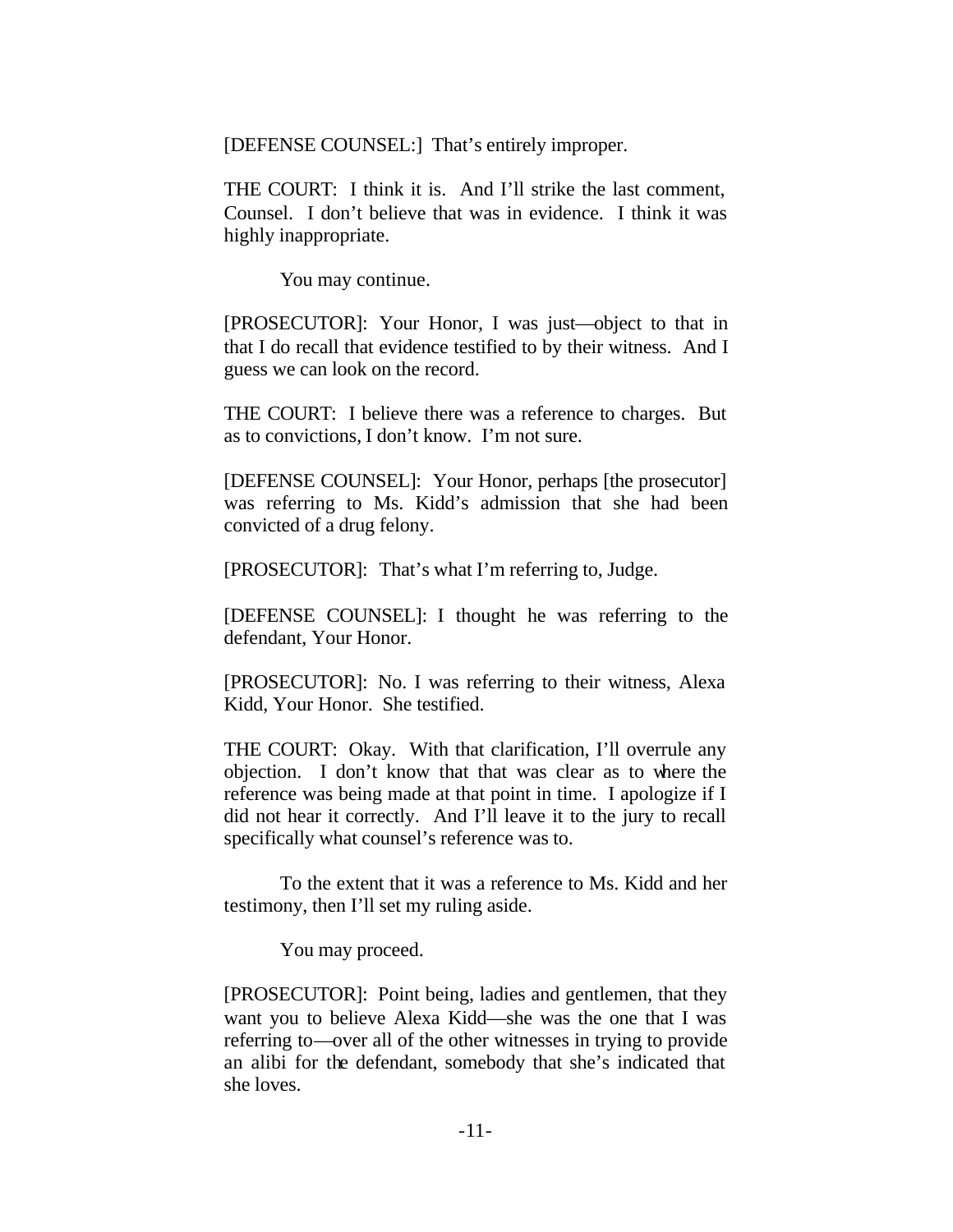[DEFENSE COUNSEL:] That's entirely improper.

THE COURT: I think it is. And I'll strike the last comment, Counsel. I don't believe that was in evidence. I think it was highly inappropriate.

You may continue.

[PROSECUTOR]: Your Honor, I was just—object to that in that I do recall that evidence testified to by their witness. And I guess we can look on the record.

THE COURT: I believe there was a reference to charges. But as to convictions, I don't know. I'm not sure.

[DEFENSE COUNSEL]: Your Honor, perhaps [the prosecutor] was referring to Ms. Kidd's admission that she had been convicted of a drug felony.

[PROSECUTOR]: That's what I'm referring to, Judge.

[DEFENSE COUNSEL]: I thought he was referring to the defendant, Your Honor.

[PROSECUTOR]: No. I was referring to their witness, Alexa Kidd, Your Honor. She testified.

THE COURT: Okay. With that clarification, I'll overrule any objection. I don't know that that was clear as to where the reference was being made at that point in time. I apologize if I did not hear it correctly. And I'll leave it to the jury to recall specifically what counsel's reference was to.

To the extent that it was a reference to Ms. Kidd and her testimony, then I'll set my ruling aside.

You may proceed.

[PROSECUTOR]: Point being, ladies and gentlemen, that they want you to believe Alexa Kidd—she was the one that I was referring to—over all of the other witnesses in trying to provide an alibi for the defendant, somebody that she's indicated that she loves.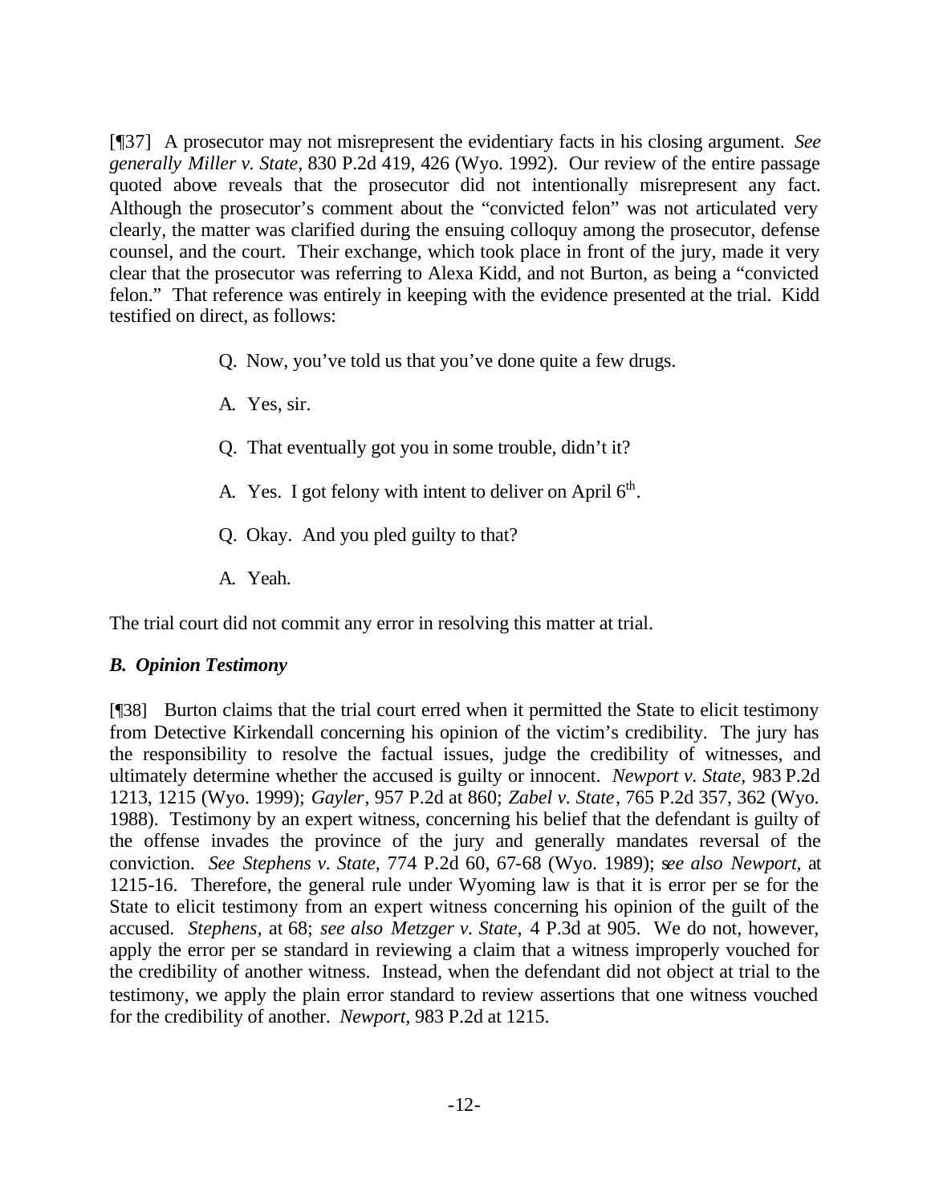[¶37] A prosecutor may not misrepresent the evidentiary facts in his closing argument. *See generally Miller v. State*, 830 P.2d 419, 426 (Wyo. 1992). Our review of the entire passage quoted above reveals that the prosecutor did not intentionally misrepresent any fact. Although the prosecutor's comment about the "convicted felon" was not articulated very clearly, the matter was clarified during the ensuing colloquy among the prosecutor, defense counsel, and the court. Their exchange, which took place in front of the jury, made it very clear that the prosecutor was referring to Alexa Kidd, and not Burton, as being a "convicted felon." That reference was entirely in keeping with the evidence presented at the trial. Kidd testified on direct, as follows:

> Q. Now, you've told us that you've done quite a few drugs.
>
> A. Yes, sir.
>
> Q. That eventually got you in some trouble, didn't it?
>
> A. Yes. I got felony with intent to deliver on April 6th.
>
> Q. Okay. And you pled guilty to that?
>
> A. Yeah.

The trial court did not commit any error in resolving this matter at trial.

### *B. Opinion Testimony*

[¶38] Burton claims that the trial court erred when it permitted the State to elicit testimony from Detective Kirkendall concerning his opinion of the victim's credibility. The jury has the responsibility to resolve the factual issues, judge the credibility of witnesses, and ultimately determine whether the accused is guilty or innocent. *Newport v. State,* 983 P.2d 1213, 1215 (Wyo. 1999); *Gayler*, 957 P.2d at 860; *Zabel v. State*, 765 P.2d 357, 362 (Wyo. 1988). Testimony by an expert witness, concerning his belief that the defendant is guilty of the offense invades the province of the jury and generally mandates reversal of the conviction. *See Stephens v. State,* 774 P.2d 60, 67-68 (Wyo. 1989); *see also Newport,* at 1215-16. Therefore, the general rule under Wyoming law is that it is error per se for the State to elicit testimony from an expert witness concerning his opinion of the guilt of the accused. *Stephens,* at 68; *see also Metzger v. State,* 4 P.3d at 905. We do not, however, apply the error per se standard in reviewing a claim that a witness improperly vouched for the credibility of another witness. Instead, when the defendant did not object at trial to the testimony, we apply the plain error standard to review assertions that one witness vouched for the credibility of another. *Newport,* 983 P.2d at 1215.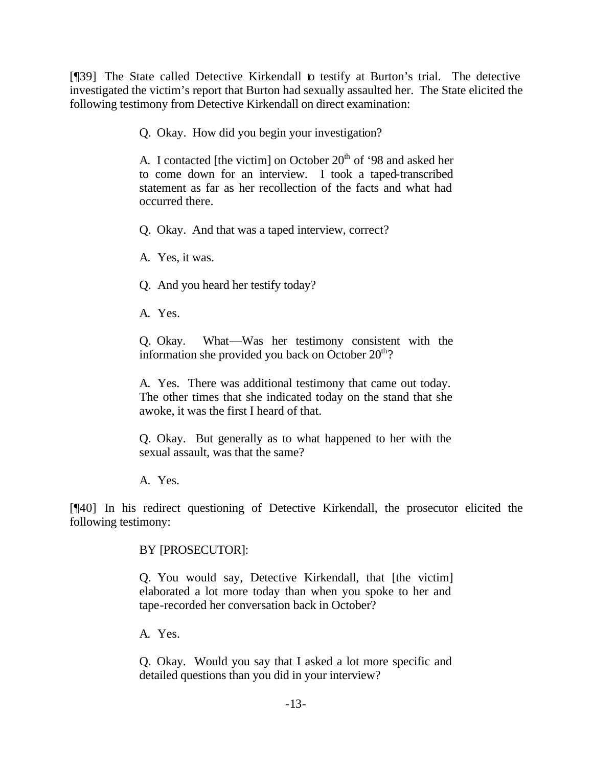[¶39] The State called Detective Kirkendall to testify at Burton's trial. The detective investigated the victim's report that Burton had sexually assaulted her. The State elicited the following testimony from Detective Kirkendall on direct examination:

> Q. Okay. How did you begin your investigation?
>
> A. I contacted [the victim] on October 20th of '98 and asked her to come down for an interview. I took a taped-transcribed statement as far as her recollection of the facts and what had occurred there.
>
> Q. Okay. And that was a taped interview, correct?
>
> A. Yes, it was.
>
> Q. And you heard her testify today?
>
> A. Yes.
>
> Q. Okay. What—Was her testimony consistent with the information she provided you back on October 20th?
>
> A. Yes. There was additional testimony that came out today. The other times that she indicated today on the stand that she awoke, it was the first I heard of that.
>
> Q. Okay. But generally as to what happened to her with the sexual assault, was that the same?
>
> A. Yes.

[¶40] In his redirect questioning of Detective Kirkendall, the prosecutor elicited the following testimony:

> BY [PROSECUTOR]:
>
> Q. You would say, Detective Kirkendall, that [the victim] elaborated a lot more today than when you spoke to her and tape-recorded her conversation back in October?
>
> A. Yes.
>
> Q. Okay. Would you say that I asked a lot more specific and detailed questions than you did in your interview?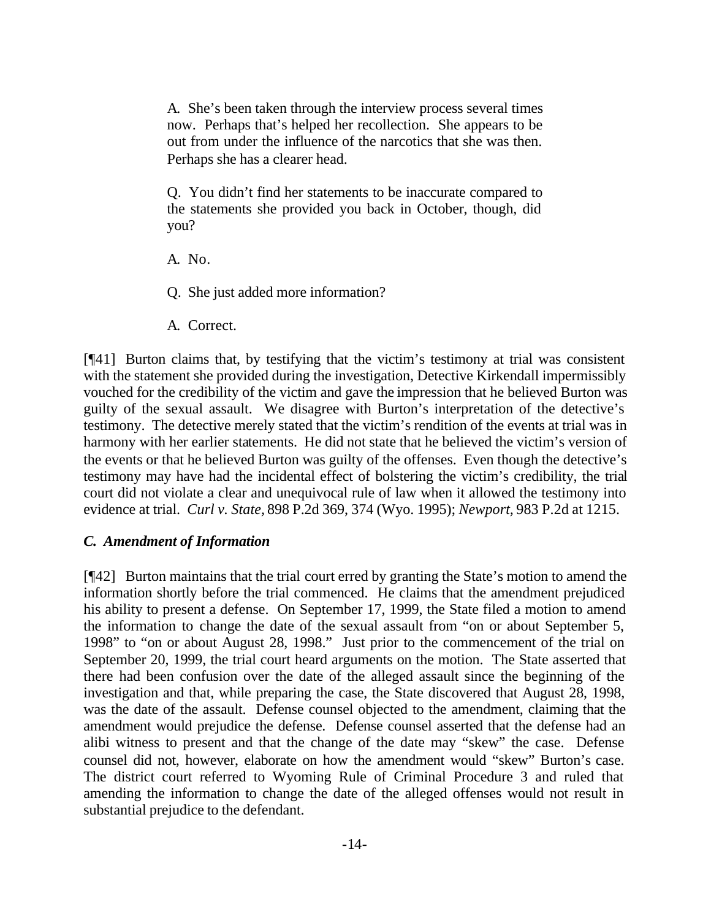> A. She's been taken through the interview process several times now. Perhaps that's helped her recollection. She appears to be out from under the influence of the narcotics that she was then. Perhaps she has a clearer head.
>
> Q. You didn't find her statements to be inaccurate compared to the statements she provided you back in October, though, did you?
>
> A. No.
>
> Q. She just added more information?
>
> A. Correct.

[¶41] Burton claims that, by testifying that the victim's testimony at trial was consistent with the statement she provided during the investigation, Detective Kirkendall impermissibly vouched for the credibility of the victim and gave the impression that he believed Burton was guilty of the sexual assault. We disagree with Burton's interpretation of the detective's testimony. The detective merely stated that the victim's rendition of the events at trial was in harmony with her earlier statements. He did not state that he believed the victim's version of the events or that he believed Burton was guilty of the offenses. Even though the detective's testimony may have had the incidental effect of bolstering the victim's credibility, the trial court did not violate a clear and unequivocal rule of law when it allowed the testimony into evidence at trial. *Curl v. State*, 898 P.2d 369, 374 (Wyo. 1995); *Newport*, 983 P.2d at 1215.

### *C. Amendment of Information*

[¶42] Burton maintains that the trial court erred by granting the State's motion to amend the information shortly before the trial commenced. He claims that the amendment prejudiced his ability to present a defense. On September 17, 1999, the State filed a motion to amend the information to change the date of the sexual assault from "on or about September 5, 1998" to "on or about August 28, 1998." Just prior to the commencement of the trial on September 20, 1999, the trial court heard arguments on the motion. The State asserted that there had been confusion over the date of the alleged assault since the beginning of the investigation and that, while preparing the case, the State discovered that August 28, 1998, was the date of the assault. Defense counsel objected to the amendment, claiming that the amendment would prejudice the defense. Defense counsel asserted that the defense had an alibi witness to present and that the change of the date may "skew" the case. Defense counsel did not, however, elaborate on how the amendment would "skew" Burton's case. The district court referred to Wyoming Rule of Criminal Procedure 3 and ruled that amending the information to change the date of the alleged offenses would not result in substantial prejudice to the defendant.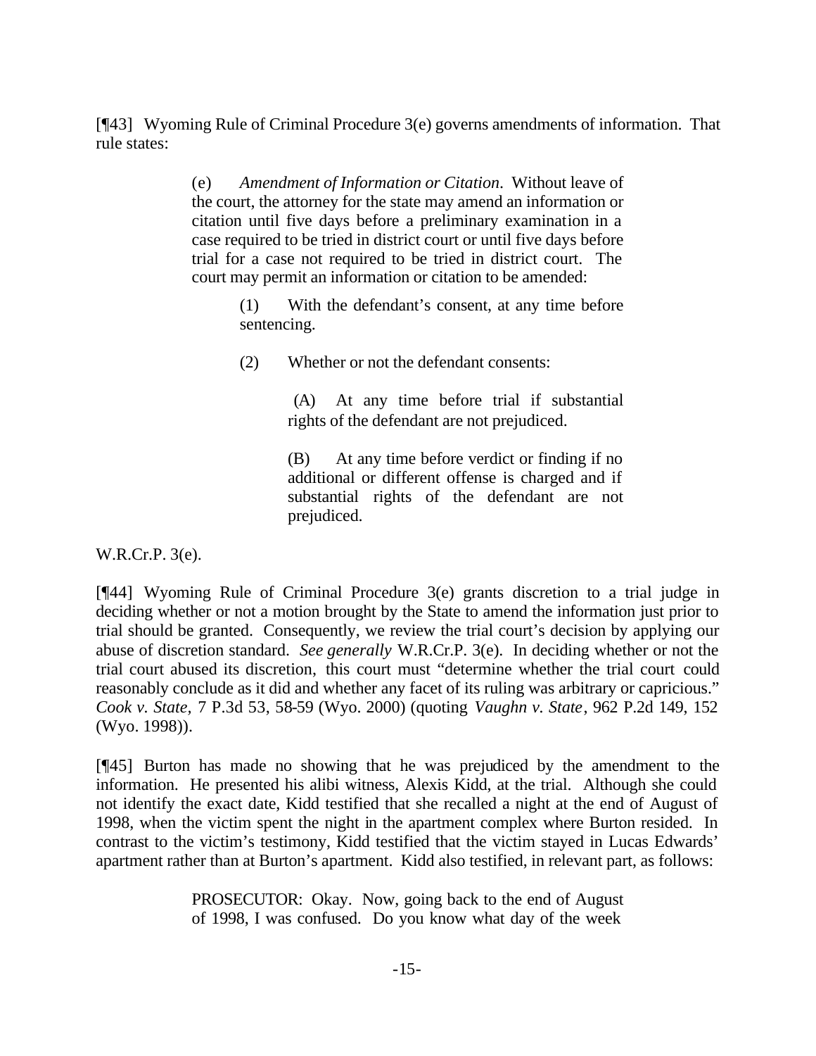[¶43] Wyoming Rule of Criminal Procedure 3(e) governs amendments of information. That rule states:

> (e) *Amendment of Information or Citation*. Without leave of the court, the attorney for the state may amend an information or citation until five days before a preliminary examination in a case required to be tried in district court or until five days before trial for a case not required to be tried in district court. The court may permit an information or citation to be amended:
>
> > (1) With the defendant's consent, at any time before sentencing.
> >
> > (2) Whether or not the defendant consents:
> >
> > > (A) At any time before trial if substantial rights of the defendant are not prejudiced.
> > >
> > > (B) At any time before verdict or finding if no additional or different offense is charged and if substantial rights of the defendant are not prejudiced.

W.R.Cr.P. 3(e).

[¶44] Wyoming Rule of Criminal Procedure 3(e) grants discretion to a trial judge in deciding whether or not a motion brought by the State to amend the information just prior to trial should be granted. Consequently, we review the trial court's decision by applying our abuse of discretion standard. *See generally* W.R.Cr.P. 3(e). In deciding whether or not the trial court abused its discretion, this court must "determine whether the trial court could reasonably conclude as it did and whether any facet of its ruling was arbitrary or capricious." *Cook v. State*, 7 P.3d 53, 58-59 (Wyo. 2000) (quoting *Vaughn v. State*, 962 P.2d 149, 152 (Wyo. 1998)).

[¶45] Burton has made no showing that he was prejudiced by the amendment to the information. He presented his alibi witness, Alexis Kidd, at the trial. Although she could not identify the exact date, Kidd testified that she recalled a night at the end of August of 1998, when the victim spent the night in the apartment complex where Burton resided. In contrast to the victim's testimony, Kidd testified that the victim stayed in Lucas Edwards' apartment rather than at Burton's apartment. Kidd also testified, in relevant part, as follows:

> PROSECUTOR: Okay. Now, going back to the end of August of 1998, I was confused. Do you know what day of the week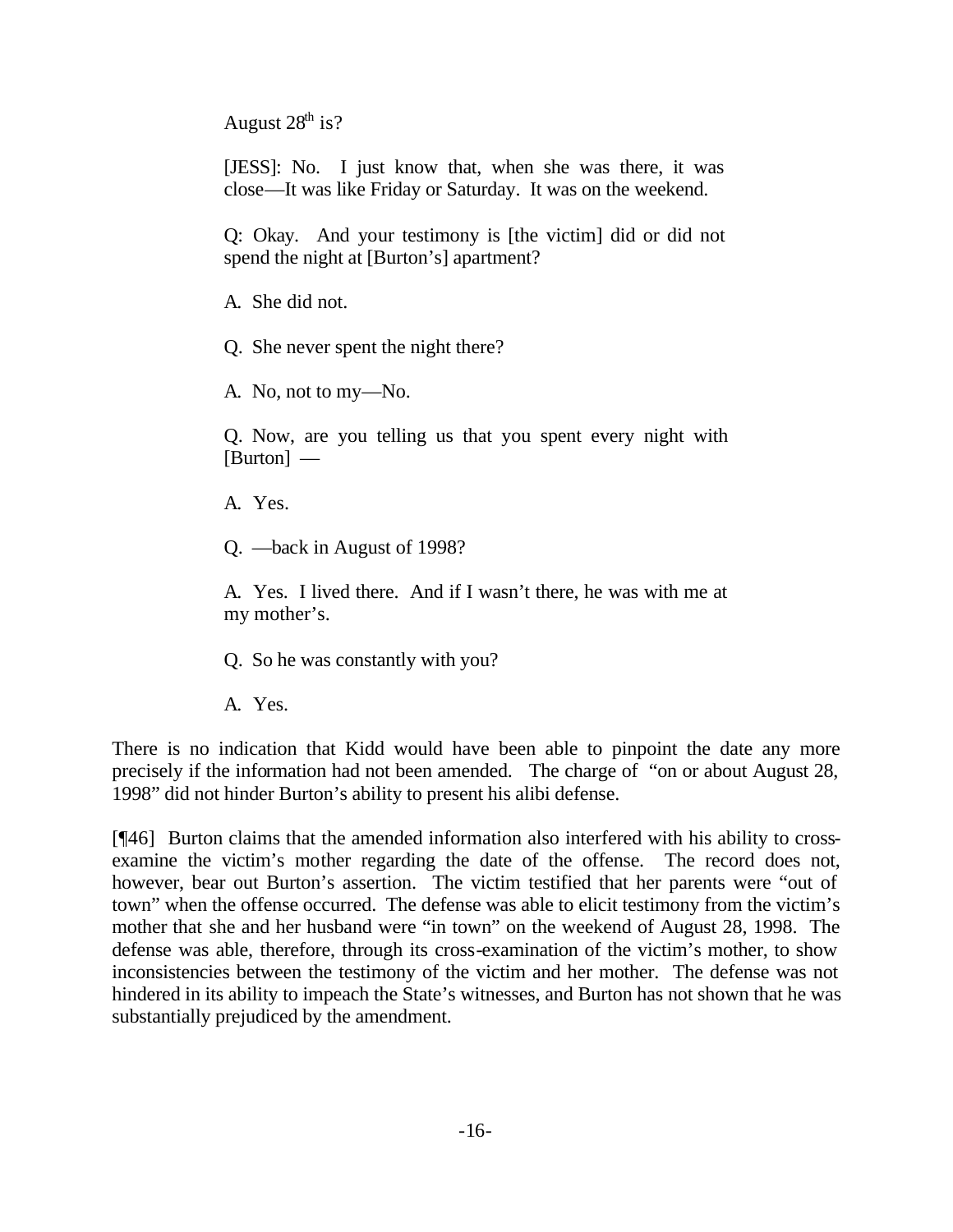> August 28th is?
>
> [JESS]: No. I just know that, when she was there, it was close—It was like Friday or Saturday. It was on the weekend.
>
> Q: Okay. And your testimony is [the victim] did or did not spend the night at [Burton's] apartment?
>
> A. She did not.
>
> Q. She never spent the night there?
>
> A. No, not to my—No.
>
> Q. Now, are you telling us that you spent every night with [Burton] —
>
> A. Yes.
>
> Q. —back in August of 1998?
>
> A. Yes. I lived there. And if I wasn't there, he was with me at my mother's.
>
> Q. So he was constantly with you?
>
> A. Yes.

There is no indication that Kidd would have been able to pinpoint the date any more precisely if the information had not been amended. The charge of "on or about August 28, 1998" did not hinder Burton's ability to present his alibi defense.

[¶46] Burton claims that the amended information also interfered with his ability to cross-examine the victim's mother regarding the date of the offense. The record does not, however, bear out Burton's assertion. The victim testified that her parents were "out of town" when the offense occurred. The defense was able to elicit testimony from the victim's mother that she and her husband were "in town" on the weekend of August 28, 1998. The defense was able, therefore, through its cross-examination of the victim's mother, to show inconsistencies between the testimony of the victim and her mother. The defense was not hindered in its ability to impeach the State's witnesses, and Burton has not shown that he was substantially prejudiced by the amendment.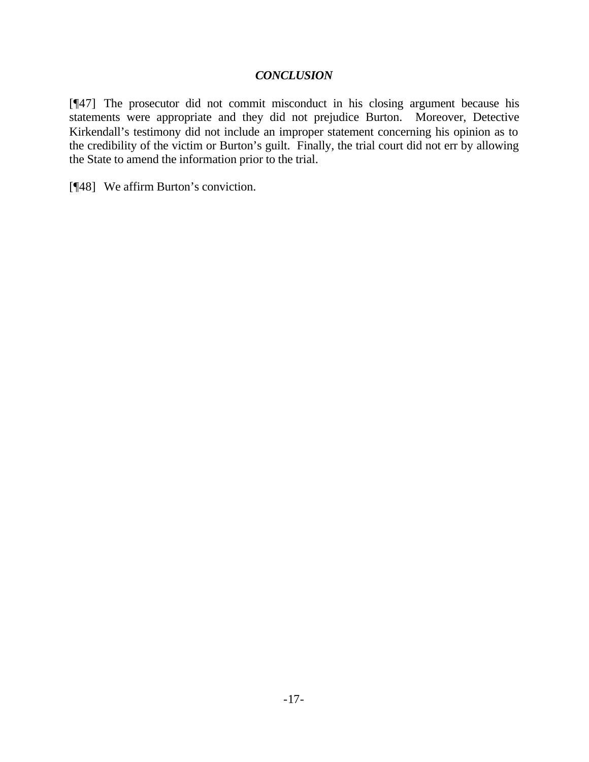## *CONCLUSION*

[¶47] The prosecutor did not commit misconduct in his closing argument because his statements were appropriate and they did not prejudice Burton. Moreover, Detective Kirkendall's testimony did not include an improper statement concerning his opinion as to the credibility of the victim or Burton's guilt. Finally, the trial court did not err by allowing the State to amend the information prior to the trial.

[¶48] We affirm Burton's conviction.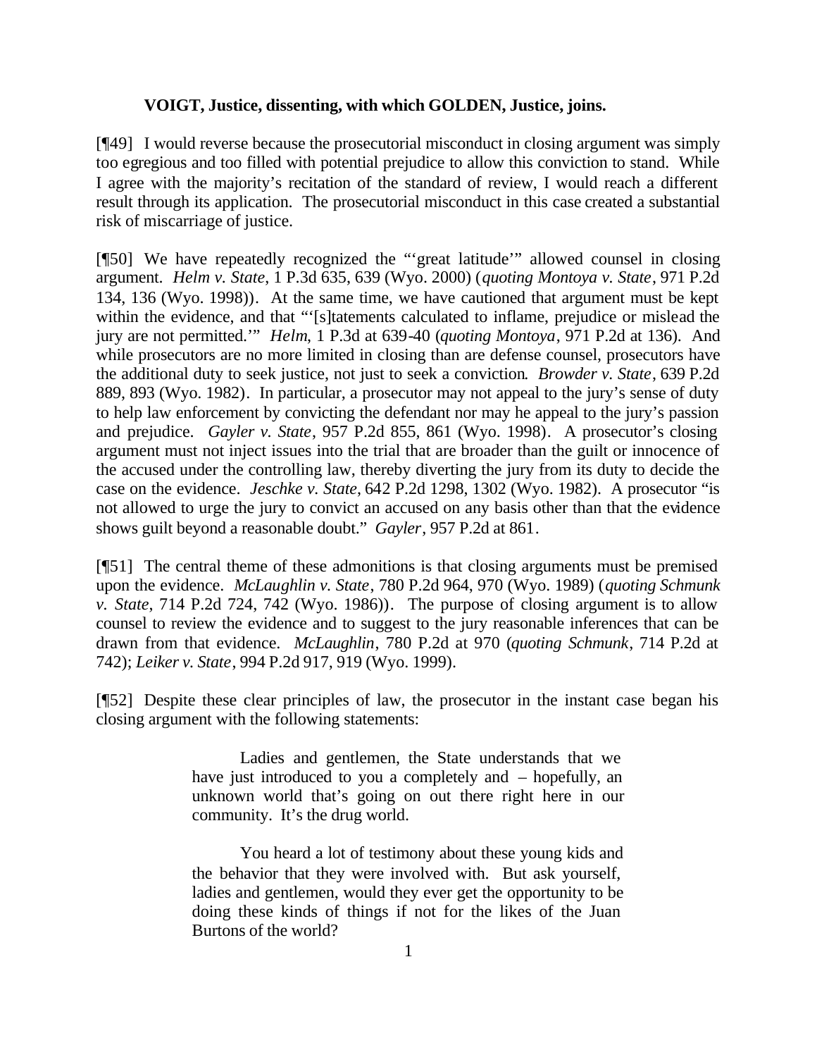**VOIGT, Justice, dissenting, with which GOLDEN, Justice, joins.**

[¶49] I would reverse because the prosecutorial misconduct in closing argument was simply too egregious and too filled with potential prejudice to allow this conviction to stand. While I agree with the majority's recitation of the standard of review, I would reach a different result through its application. The prosecutorial misconduct in this case created a substantial risk of miscarriage of justice.

[¶50] We have repeatedly recognized the "'great latitude'" allowed counsel in closing argument. *Helm v. State*, 1 P.3d 635, 639 (Wyo. 2000) (*quoting Montoya v. State*, 971 P.2d 134, 136 (Wyo. 1998)). At the same time, we have cautioned that argument must be kept within the evidence, and that "'[s]tatements calculated to inflame, prejudice or mislead the jury are not permitted.'" *Helm*, 1 P.3d at 639-40 (*quoting Montoya*, 971 P.2d at 136). And while prosecutors are no more limited in closing than are defense counsel, prosecutors have the additional duty to seek justice, not just to seek a conviction. *Browder v. State*, 639 P.2d 889, 893 (Wyo. 1982). In particular, a prosecutor may not appeal to the jury's sense of duty to help law enforcement by convicting the defendant nor may he appeal to the jury's passion and prejudice. *Gayler v. State*, 957 P.2d 855, 861 (Wyo. 1998). A prosecutor's closing argument must not inject issues into the trial that are broader than the guilt or innocence of the accused under the controlling law, thereby diverting the jury from its duty to decide the case on the evidence. *Jeschke v. State*, 642 P.2d 1298, 1302 (Wyo. 1982). A prosecutor "is not allowed to urge the jury to convict an accused on any basis other than that the evidence shows guilt beyond a reasonable doubt." *Gayler*, 957 P.2d at 861.

[¶51] The central theme of these admonitions is that closing arguments must be premised upon the evidence. *McLaughlin v. State*, 780 P.2d 964, 970 (Wyo. 1989) (*quoting Schmunk v. State*, 714 P.2d 724, 742 (Wyo. 1986)). The purpose of closing argument is to allow counsel to review the evidence and to suggest to the jury reasonable inferences that can be drawn from that evidence. *McLaughlin*, 780 P.2d at 970 (*quoting Schmunk*, 714 P.2d at 742); *Leiker v. State*, 994 P.2d 917, 919 (Wyo. 1999).

[¶52] Despite these clear principles of law, the prosecutor in the instant case began his closing argument with the following statements:

> Ladies and gentlemen, the State understands that we have just introduced to you a completely and – hopefully, an unknown world that's going on out there right here in our community. It's the drug world.
>
> You heard a lot of testimony about these young kids and the behavior that they were involved with. But ask yourself, ladies and gentlemen, would they ever get the opportunity to be doing these kinds of things if not for the likes of the Juan Burtons of the world?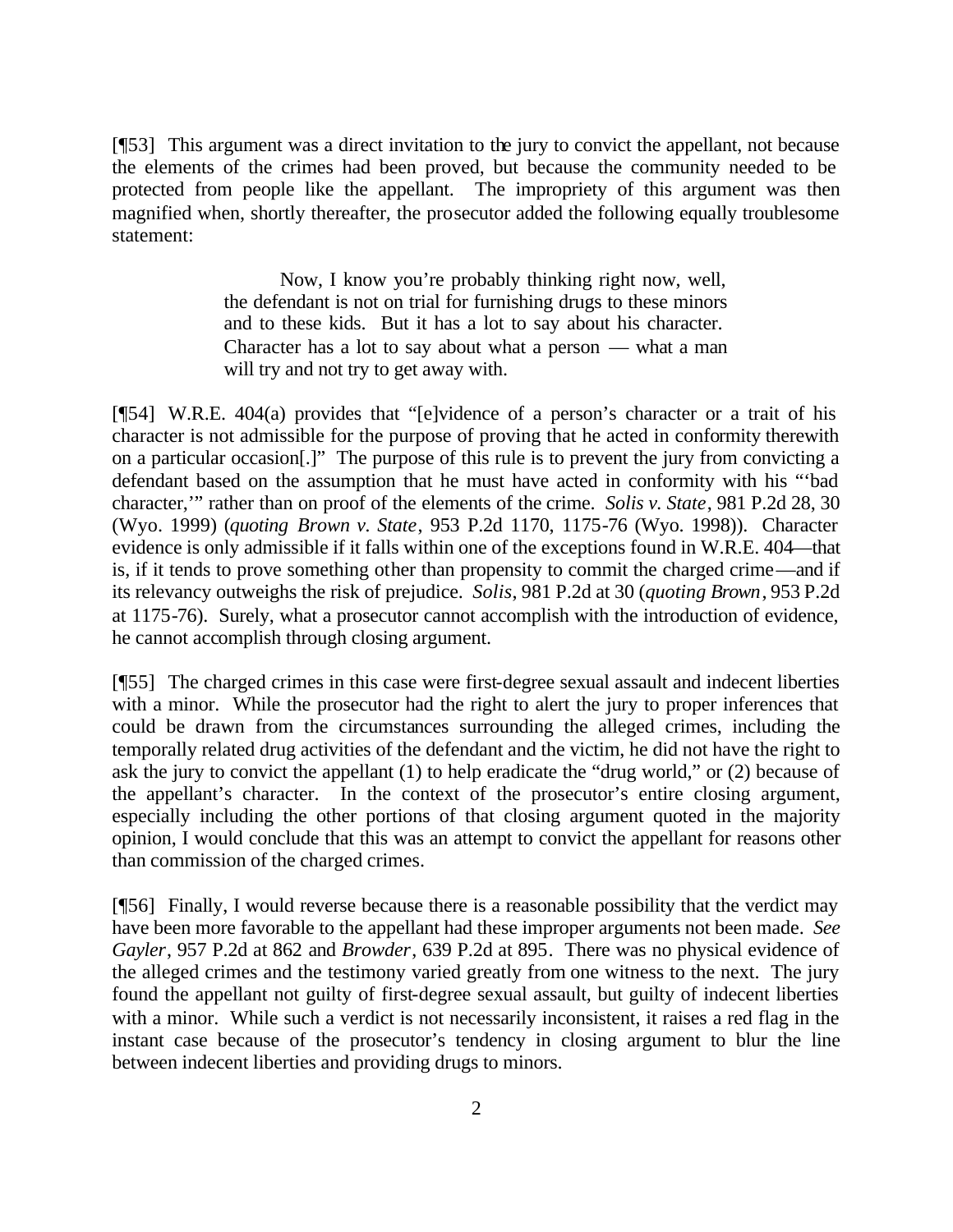[¶53] This argument was a direct invitation to the jury to convict the appellant, not because the elements of the crimes had been proved, but because the community needed to be protected from people like the appellant. The impropriety of this argument was then magnified when, shortly thereafter, the prosecutor added the following equally troublesome statement:

> Now, I know you're probably thinking right now, well, the defendant is not on trial for furnishing drugs to these minors and to these kids. But it has a lot to say about his character. Character has a lot to say about what a person — what a man will try and not try to get away with.

[¶54] W.R.E. 404(a) provides that "[e]vidence of a person's character or a trait of his character is not admissible for the purpose of proving that he acted in conformity therewith on a particular occasion[.]" The purpose of this rule is to prevent the jury from convicting a defendant based on the assumption that he must have acted in conformity with his "'bad character,'" rather than on proof of the elements of the crime. *Solis v. State*, 981 P.2d 28, 30 (Wyo. 1999) (*quoting Brown v. State*, 953 P.2d 1170, 1175-76 (Wyo. 1998)). Character evidence is only admissible if it falls within one of the exceptions found in W.R.E. 404—that is, if it tends to prove something other than propensity to commit the charged crime—and if its relevancy outweighs the risk of prejudice. *Solis*, 981 P.2d at 30 (*quoting Brown*, 953 P.2d at 1175-76). Surely, what a prosecutor cannot accomplish with the introduction of evidence, he cannot accomplish through closing argument.

[¶55] The charged crimes in this case were first-degree sexual assault and indecent liberties with a minor. While the prosecutor had the right to alert the jury to proper inferences that could be drawn from the circumstances surrounding the alleged crimes, including the temporally related drug activities of the defendant and the victim, he did not have the right to ask the jury to convict the appellant (1) to help eradicate the "drug world," or (2) because of the appellant's character. In the context of the prosecutor's entire closing argument, especially including the other portions of that closing argument quoted in the majority opinion, I would conclude that this was an attempt to convict the appellant for reasons other than commission of the charged crimes.

[¶56] Finally, I would reverse because there is a reasonable possibility that the verdict may have been more favorable to the appellant had these improper arguments not been made. *See Gayler*, 957 P.2d at 862 and *Browder*, 639 P.2d at 895. There was no physical evidence of the alleged crimes and the testimony varied greatly from one witness to the next. The jury found the appellant not guilty of first-degree sexual assault, but guilty of indecent liberties with a minor. While such a verdict is not necessarily inconsistent, it raises a red flag in the instant case because of the prosecutor's tendency in closing argument to blur the line between indecent liberties and providing drugs to minors.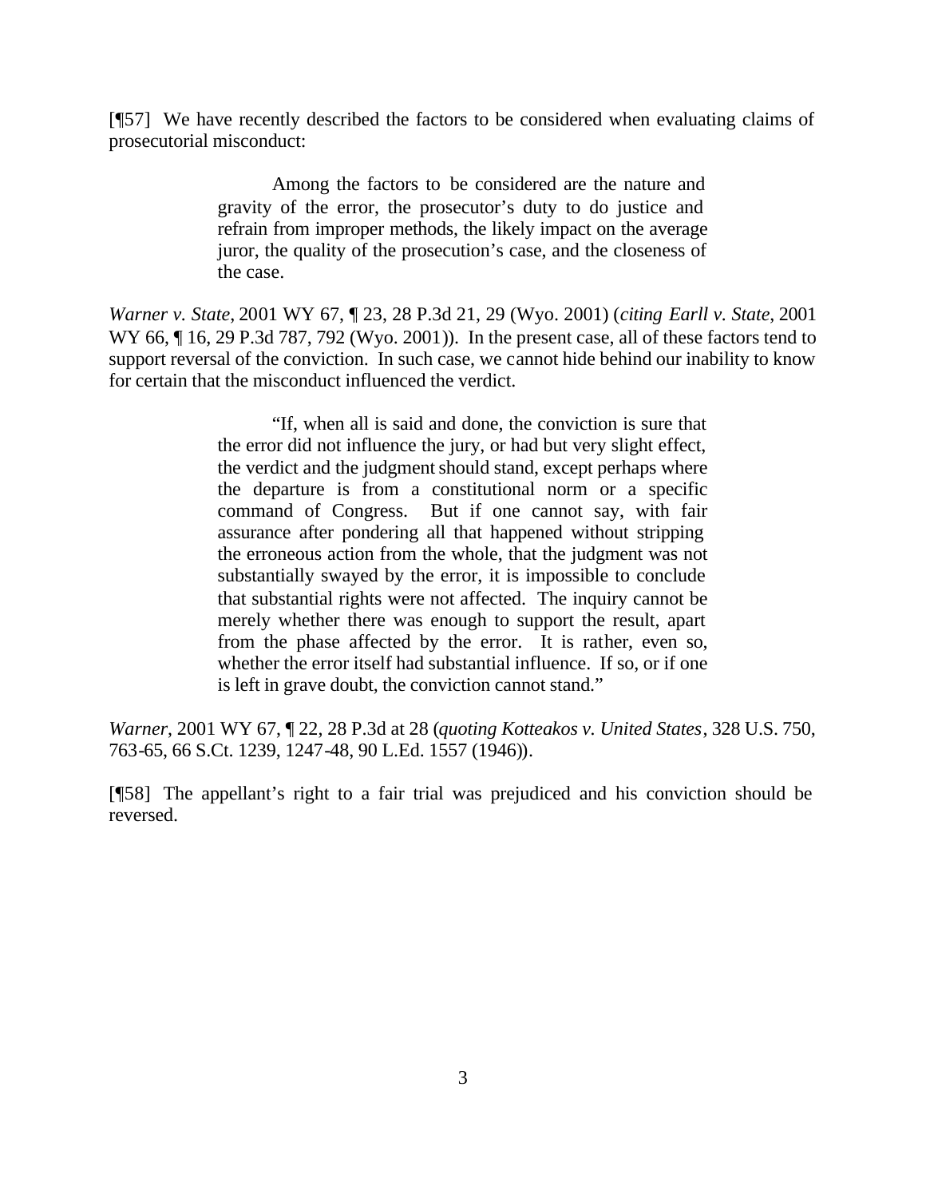[¶57] We have recently described the factors to be considered when evaluating claims of prosecutorial misconduct:

> Among the factors to be considered are the nature and gravity of the error, the prosecutor's duty to do justice and refrain from improper methods, the likely impact on the average juror, the quality of the prosecution's case, and the closeness of the case.

*Warner v. State*, 2001 WY 67, ¶ 23, 28 P.3d 21, 29 (Wyo. 2001) (*citing Earll v. State*, 2001 WY 66, ¶ 16, 29 P.3d 787, 792 (Wyo. 2001)). In the present case, all of these factors tend to support reversal of the conviction. In such case, we cannot hide behind our inability to know for certain that the misconduct influenced the verdict.

> "If, when all is said and done, the conviction is sure that the error did not influence the jury, or had but very slight effect, the verdict and the judgment should stand, except perhaps where the departure is from a constitutional norm or a specific command of Congress. But if one cannot say, with fair assurance after pondering all that happened without stripping the erroneous action from the whole, that the judgment was not substantially swayed by the error, it is impossible to conclude that substantial rights were not affected. The inquiry cannot be merely whether there was enough to support the result, apart from the phase affected by the error. It is rather, even so, whether the error itself had substantial influence. If so, or if one is left in grave doubt, the conviction cannot stand."

*Warner*, 2001 WY 67, ¶ 22, 28 P.3d at 28 (*quoting Kotteakos v. United States*, 328 U.S. 750, 763-65, 66 S.Ct. 1239, 1247-48, 90 L.Ed. 1557 (1946)).

[¶58] The appellant's right to a fair trial was prejudiced and his conviction should be reversed.